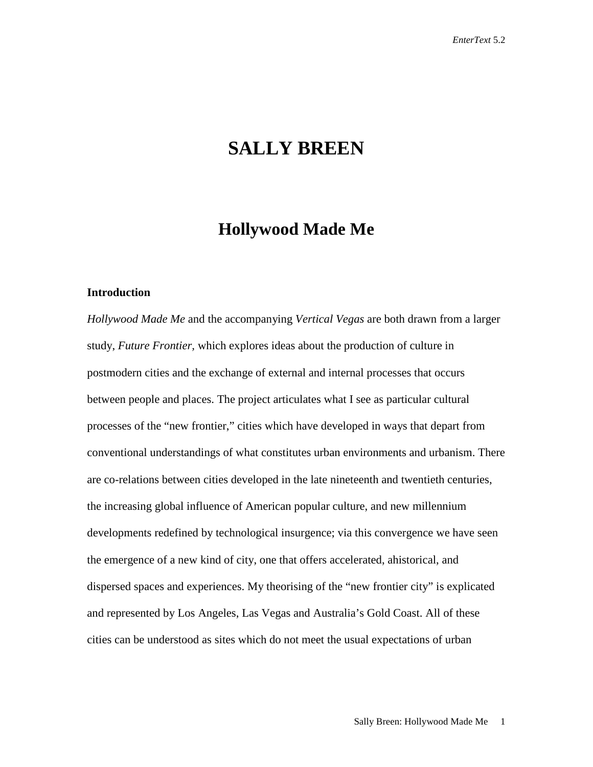# SALLY BREEN

## Hollywood Made Me

### Introduction

*Hollywood Made Me* and the accompanying *Vertical Vegas* are both drawn from a larger study, *Future Frontier,* which explores ideas about the production of culture in postmodern cities and the exchange of external and internal processes that occurs between people and places. The project articulates what I see as particular cultural processes of the "new frontier," cities which have developed in ways that depart from conventional understandings of what constitutes urban environments and urbanism. There are co-relations between cities developed in the late nineteenth and twentieth centuries, the increasing global influence of American popular culture, and new millennium developments redefined by technological insurgence; via this convergence we have seen the emergence of a new kind of city, one that offers accelerated, ahistorical, and dispersed spaces and experiences. My theorising of the "new frontier city" is explicated and represented by Los Angeles, Las Vegas and Australia's Gold Coast. All of these cities can be understood as sites which do not meet the usual expectations of urban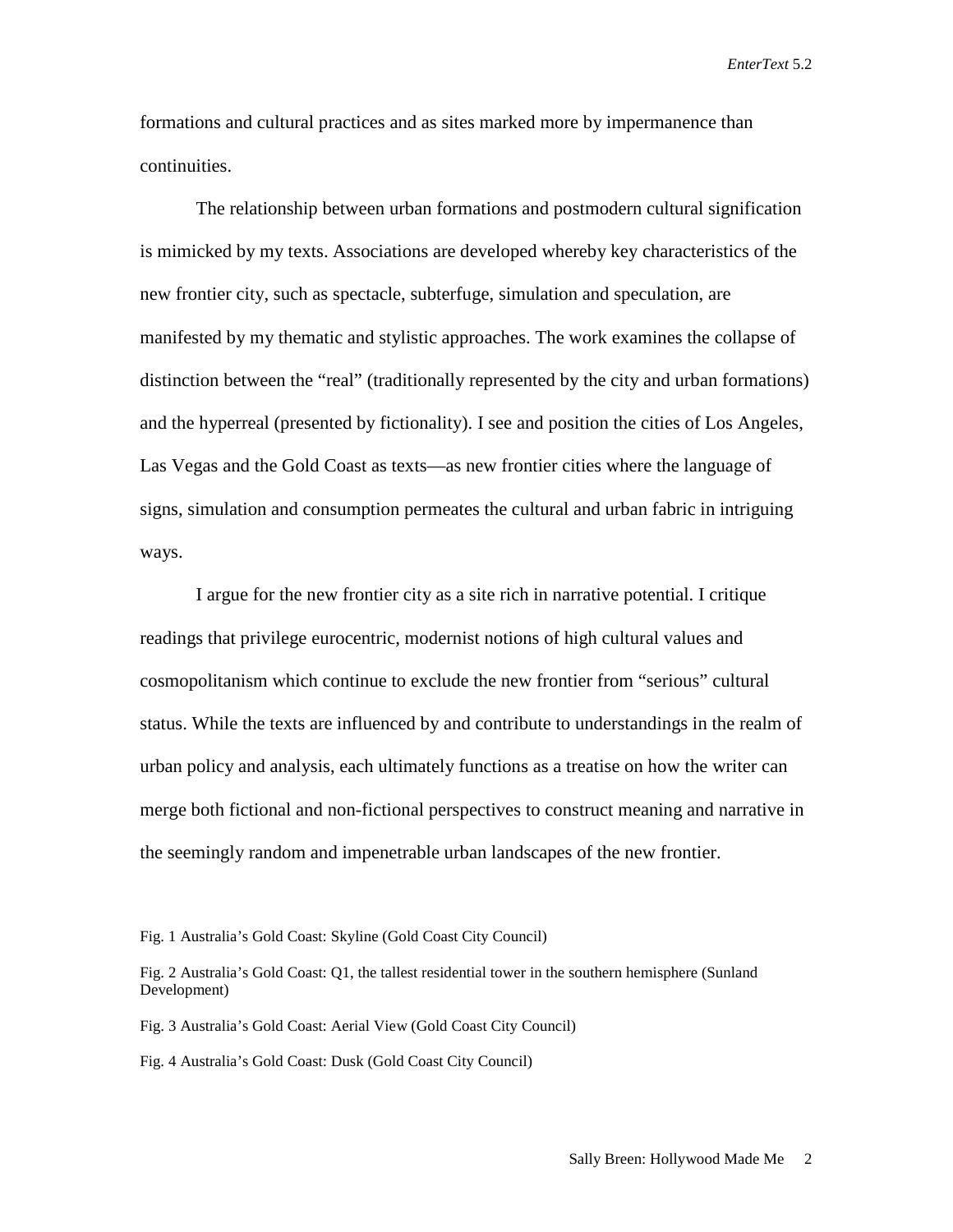formations and cultural practices and as sites marked more by impermanence than continuities.

The relationship between urban formations and postmodern cultural signification is mimicked by my texts. Associations are developed whereby key characteristics of the new frontier city, such as spectacle, subterfuge, simulation and speculation, are manifested by my thematic and stylistic approaches. The work examines the collapse of distinction between the "real" (traditionally represented by the city and urban formations) and the hyperreal (presented by fictionality). I see and position the cities of Los Angeles, Las Vegas and the Gold Coast as texts—as new frontier cities where the language of signs, simulation and consumption permeates the cultural and urban fabric in intriguing ways.

I argue for the new frontier city as a site rich in narrative potential. I critique readings that privilege eurocentric, modernist notions of high cultural values and cosmopolitanism which continue to exclude the new frontier from "serious" cultural status. While the texts are influenced by and contribute to understandings in the realm of urban policy and analysis, each ultimately functions as a treatise on how the writer can merge both fictional and non-fictional perspectives to construct meaning and narrative in the seemingly random and impenetrable urban landscapes of the new frontier.

Fig. 1 Australia's Gold Coast: Skyline (Gold Coast City Council)

Fig. 2 Australia's Gold Coast: Q1, the tallest residential tower in the southern hemisphere (Sunland Development)

Fig. 3 Australia's Gold Coast: Aerial View (Gold Coast City Council)

Fig. 4 Australia's Gold Coast: Dusk (Gold Coast City Council)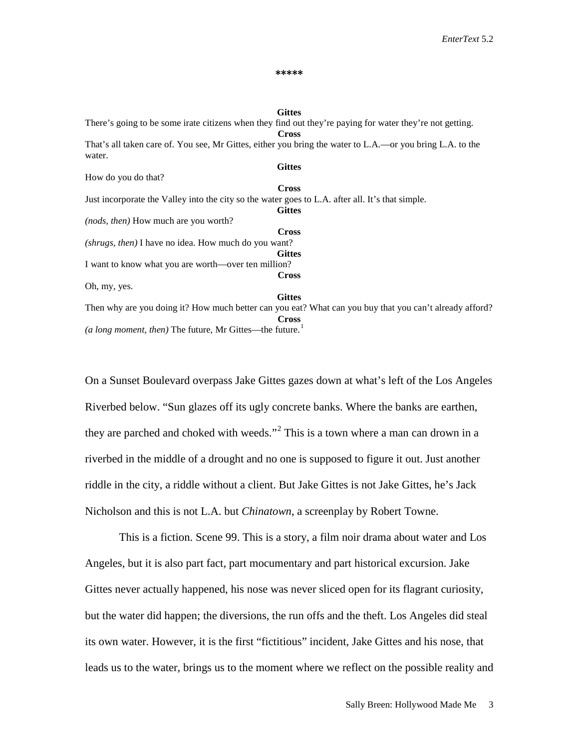\*\*\*\*\*

**Gittes**

There's going to be some irate citizens when they find out they're paying for water they're not getting.

**Cross**

That's all taken care of. You see, Mr Gittes, either you bring the water to L.A.—or you bring L.A. to the water.

**Gittes**

How do you do that?

**Cross**

Just incorporate the Valley into the city so the water goes to L.A. after all. It's that simple.

**Gittes**

*(nods, then)* How much are you worth?

**Cross**

*(shrugs, then)* I have no idea. How much do you want?

**Gittes**

I want to know what you are worth—over ten million?

**Cross**

Oh, my, yes.

**Gittes**

Then why are you doing it? How much better can you eat? What can you buy that you can't already afford?

**Cross**

*(a long moment, then)* The future, Mr Gittes—the future.[1]

On a Sunset Boulevard overpass Jake Gittes gazes down at what's left of the Los Angeles Riverbed below. "Sun glazes off its ugly concrete banks. Where the banks are earthen, they are parched and choked with weeds."[2] This is a town where a man can drown in a riverbed in the middle of a drought and no one is supposed to figure it out. Just another riddle in the city, a riddle without a client. But Jake Gittes is not Jake Gittes, he's Jack Nicholson and this is not L.A. but *Chinatown*, a screenplay by Robert Towne.

This is a fiction. Scene 99. This is a story, a film noir drama about water and Los Angeles, but it is also part fact, part mocumentary and part historical excursion. Jake Gittes never actually happened, his nose was never sliced open for its flagrant curiosity, but the water did happen; the diversions, the run offs and the theft. Los Angeles did steal its own water. However, it is the first "fictitious" incident, Jake Gittes and his nose, that leads us to the water, brings us to the moment where we reflect on the possible reality and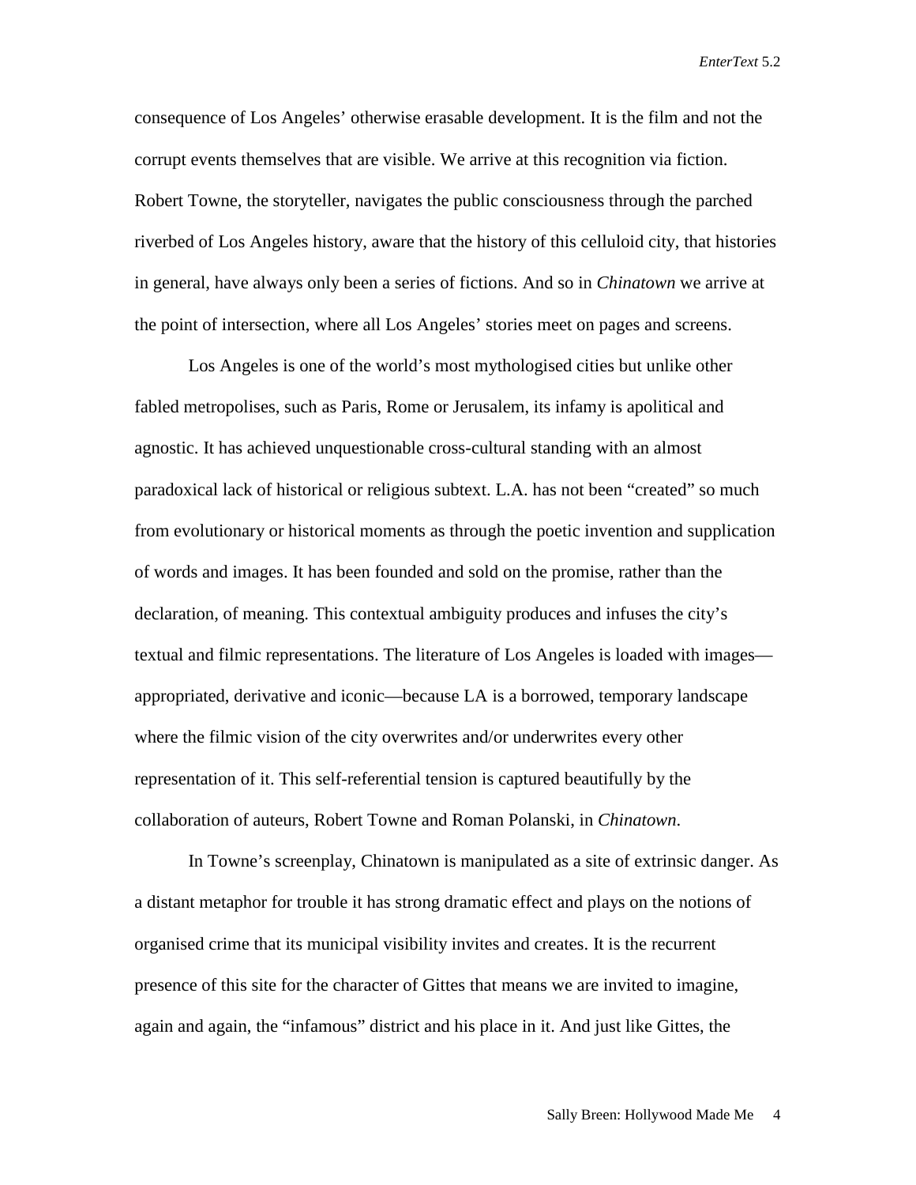consequence of Los Angeles' otherwise erasable development. It is the film and not the corrupt events themselves that are visible. We arrive at this recognition via fiction. Robert Towne, the storyteller, navigates the public consciousness through the parched riverbed of Los Angeles history, aware that the history of this celluloid city, that histories in general, have always only been a series of fictions. And so in *Chinatown* we arrive at the point of intersection, where all Los Angeles' stories meet on pages and screens.

Los Angeles is one of the world's most mythologised cities but unlike other fabled metropolises, such as Paris, Rome or Jerusalem, its infamy is apolitical and agnostic. It has achieved unquestionable cross-cultural standing with an almost paradoxical lack of historical or religious subtext. L.A. has not been "created" so much from evolutionary or historical moments as through the poetic invention and supplication of words and images. It has been founded and sold on the promise, rather than the declaration, of meaning. This contextual ambiguity produces and infuses the city's textual and filmic representations. The literature of Los Angeles is loaded with images—appropriated, derivative and iconic—because LA is a borrowed, temporary landscape where the filmic vision of the city overwrites and/or underwrites every other representation of it. This self-referential tension is captured beautifully by the collaboration of auteurs, Robert Towne and Roman Polanski, in *Chinatown*.

In Towne's screenplay, Chinatown is manipulated as a site of extrinsic danger. As a distant metaphor for trouble it has strong dramatic effect and plays on the notions of organised crime that its municipal visibility invites and creates. It is the recurrent presence of this site for the character of Gittes that means we are invited to imagine, again and again, the "infamous" district and his place in it. And just like Gittes, the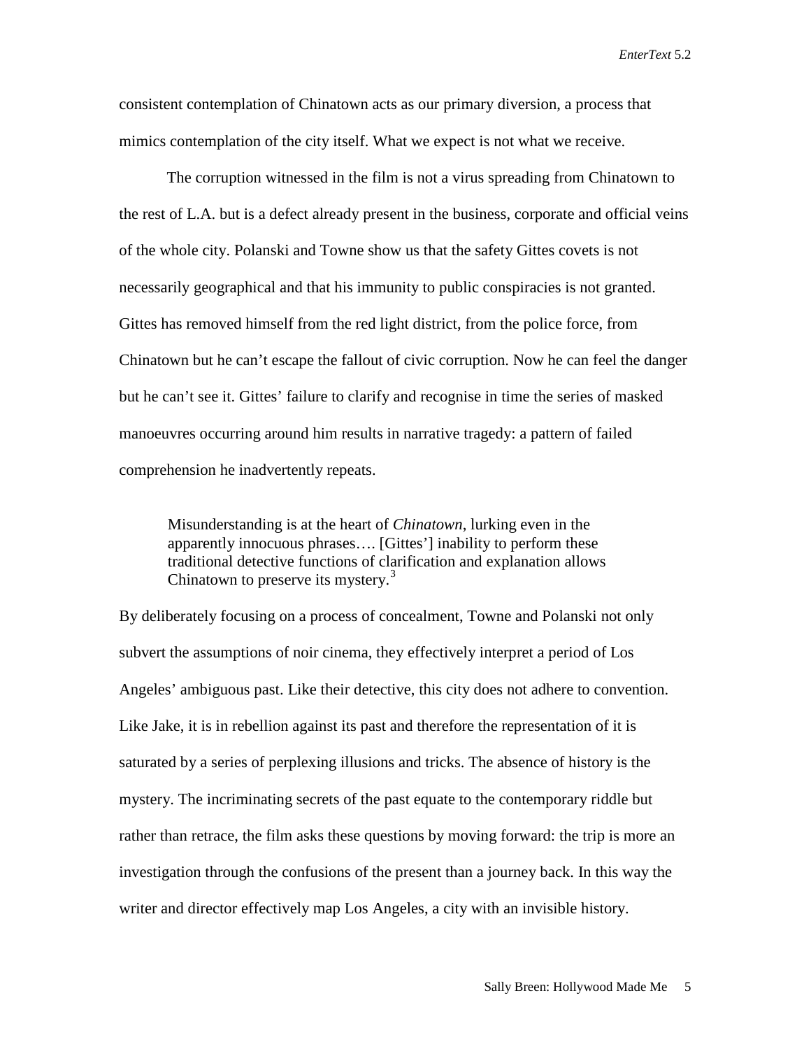consistent contemplation of Chinatown acts as our primary diversion, a process that mimics contemplation of the city itself. What we expect is not what we receive.

The corruption witnessed in the film is not a virus spreading from Chinatown to the rest of L.A. but is a defect already present in the business, corporate and official veins of the whole city. Polanski and Towne show us that the safety Gittes covets is not necessarily geographical and that his immunity to public conspiracies is not granted. Gittes has removed himself from the red light district, from the police force, from Chinatown but he can't escape the fallout of civic corruption. Now he can feel the danger but he can't see it. Gittes' failure to clarify and recognise in time the series of masked manoeuvres occurring around him results in narrative tragedy: a pattern of failed comprehension he inadvertently repeats.

> Misunderstanding is at the heart of *Chinatown*, lurking even in the apparently innocuous phrases…. [Gittes'] inability to perform these traditional detective functions of clarification and explanation allows Chinatown to preserve its mystery.[3]

By deliberately focusing on a process of concealment, Towne and Polanski not only subvert the assumptions of noir cinema, they effectively interpret a period of Los Angeles' ambiguous past. Like their detective, this city does not adhere to convention. Like Jake, it is in rebellion against its past and therefore the representation of it is saturated by a series of perplexing illusions and tricks. The absence of history is the mystery. The incriminating secrets of the past equate to the contemporary riddle but rather than retrace, the film asks these questions by moving forward: the trip is more an investigation through the confusions of the present than a journey back. In this way the writer and director effectively map Los Angeles, a city with an invisible history.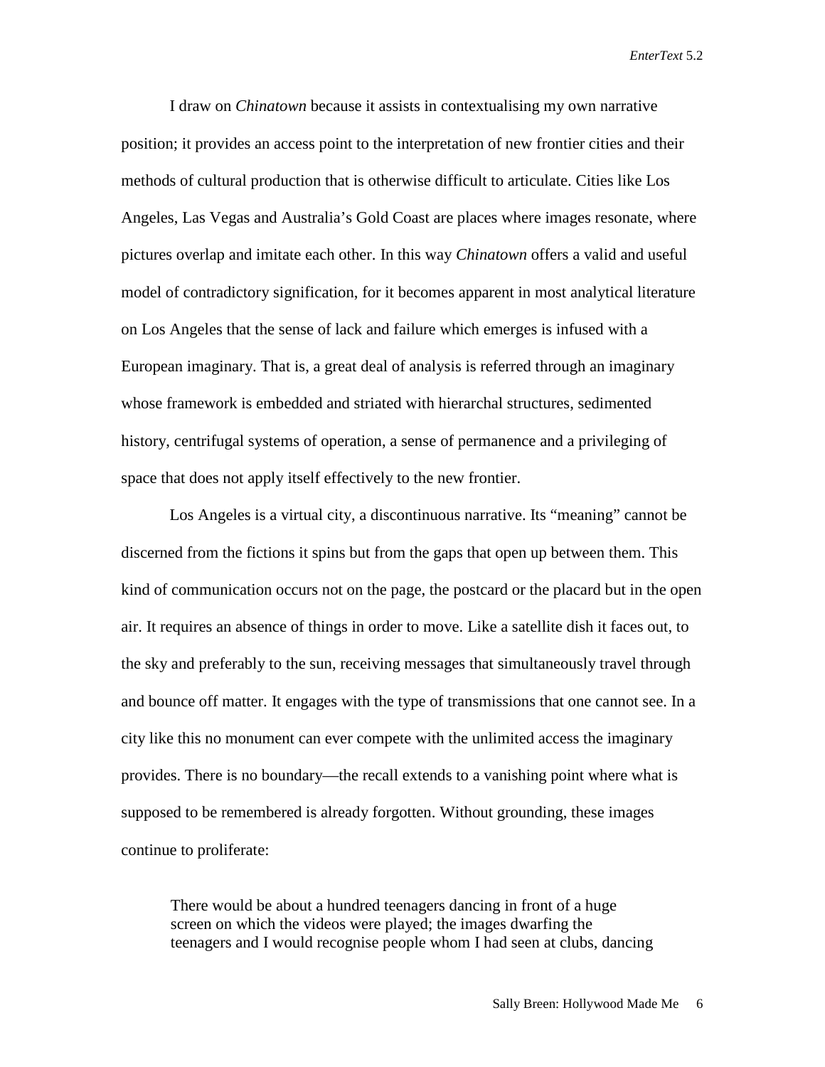I draw on *Chinatown* because it assists in contextualising my own narrative position; it provides an access point to the interpretation of new frontier cities and their methods of cultural production that is otherwise difficult to articulate. Cities like Los Angeles, Las Vegas and Australia's Gold Coast are places where images resonate, where pictures overlap and imitate each other. In this way *Chinatown* offers a valid and useful model of contradictory signification, for it becomes apparent in most analytical literature on Los Angeles that the sense of lack and failure which emerges is infused with a European imaginary. That is, a great deal of analysis is referred through an imaginary whose framework is embedded and striated with hierarchal structures, sedimented history, centrifugal systems of operation, a sense of permanence and a privileging of space that does not apply itself effectively to the new frontier.

Los Angeles is a virtual city, a discontinuous narrative. Its "meaning" cannot be discerned from the fictions it spins but from the gaps that open up between them. This kind of communication occurs not on the page, the postcard or the placard but in the open air. It requires an absence of things in order to move. Like a satellite dish it faces out, to the sky and preferably to the sun, receiving messages that simultaneously travel through and bounce off matter. It engages with the type of transmissions that one cannot see. In a city like this no monument can ever compete with the unlimited access the imaginary provides. There is no boundary—the recall extends to a vanishing point where what is supposed to be remembered is already forgotten. Without grounding, these images continue to proliferate:

> There would be about a hundred teenagers dancing in front of a huge screen on which the videos were played; the images dwarfing the teenagers and I would recognise people whom I had seen at clubs, dancing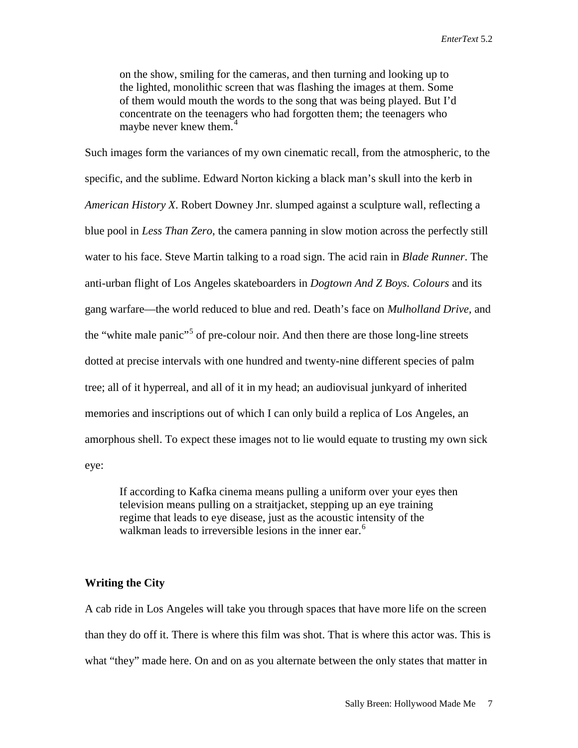> on the show, smiling for the cameras, and then turning and looking up to the lighted, monolithic screen that was flashing the images at them. Some of them would mouth the words to the song that was being played. But I'd concentrate on the teenagers who had forgotten them; the teenagers who maybe never knew them.[4]

Such images form the variances of my own cinematic recall, from the atmospheric, to the specific, and the sublime. Edward Norton kicking a black man's skull into the kerb in *American History X*. Robert Downey Jnr. slumped against a sculpture wall, reflecting a blue pool in *Less Than Zero*, the camera panning in slow motion across the perfectly still water to his face. Steve Martin talking to a road sign. The acid rain in *Blade Runner*. The anti-urban flight of Los Angeles skateboarders in *Dogtown And Z Boys*. *Colours* and its gang warfare—the world reduced to blue and red. Death's face on *Mulholland Drive*, and the "white male panic"[5] of pre-colour noir. And then there are those long-line streets dotted at precise intervals with one hundred and twenty-nine different species of palm tree; all of it hyperreal, and all of it in my head; an audiovisual junkyard of inherited memories and inscriptions out of which I can only build a replica of Los Angeles, an amorphous shell. To expect these images not to lie would equate to trusting my own sick eye:

> If according to Kafka cinema means pulling a uniform over your eyes then television means pulling on a straitjacket, stepping up an eye training regime that leads to eye disease, just as the acoustic intensity of the walkman leads to irreversible lesions in the inner ear.[6]

## Writing the City

A cab ride in Los Angeles will take you through spaces that have more life on the screen than they do off it. There is where this film was shot. That is where this actor was. This is what "they" made here. On and on as you alternate between the only states that matter in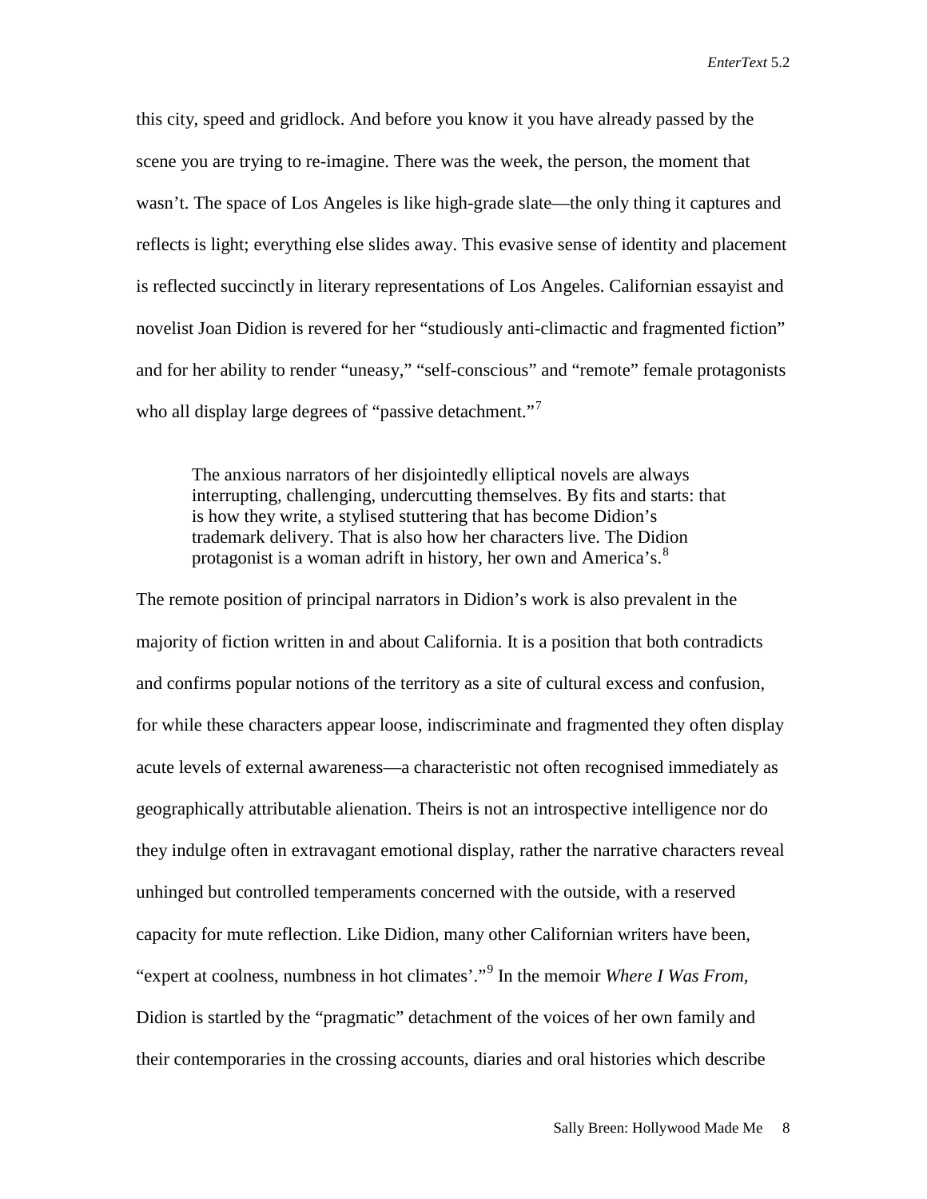this city, speed and gridlock. And before you know it you have already passed by the scene you are trying to re-imagine. There was the week, the person, the moment that wasn't. The space of Los Angeles is like high-grade slate—the only thing it captures and reflects is light; everything else slides away. This evasive sense of identity and placement is reflected succinctly in literary representations of Los Angeles. Californian essayist and novelist Joan Didion is revered for her "studiously anti-climactic and fragmented fiction" and for her ability to render "uneasy," "self-conscious" and "remote" female protagonists who all display large degrees of "passive detachment."[7]

> The anxious narrators of her disjointedly elliptical novels are always interrupting, challenging, undercutting themselves. By fits and starts: that is how they write, a stylised stuttering that has become Didion's trademark delivery. That is also how her characters live. The Didion protagonist is a woman adrift in history, her own and America's.[8]

The remote position of principal narrators in Didion's work is also prevalent in the majority of fiction written in and about California. It is a position that both contradicts and confirms popular notions of the territory as a site of cultural excess and confusion, for while these characters appear loose, indiscriminate and fragmented they often display acute levels of external awareness—a characteristic not often recognised immediately as geographically attributable alienation. Theirs is not an introspective intelligence nor do they indulge often in extravagant emotional display, rather the narrative characters reveal unhinged but controlled temperaments concerned with the outside, with a reserved capacity for mute reflection. Like Didion, many other Californian writers have been, "expert at coolness, numbness in hot climates'."[9] In the memoir *Where I Was From*, Didion is startled by the "pragmatic" detachment of the voices of her own family and their contemporaries in the crossing accounts, diaries and oral histories which describe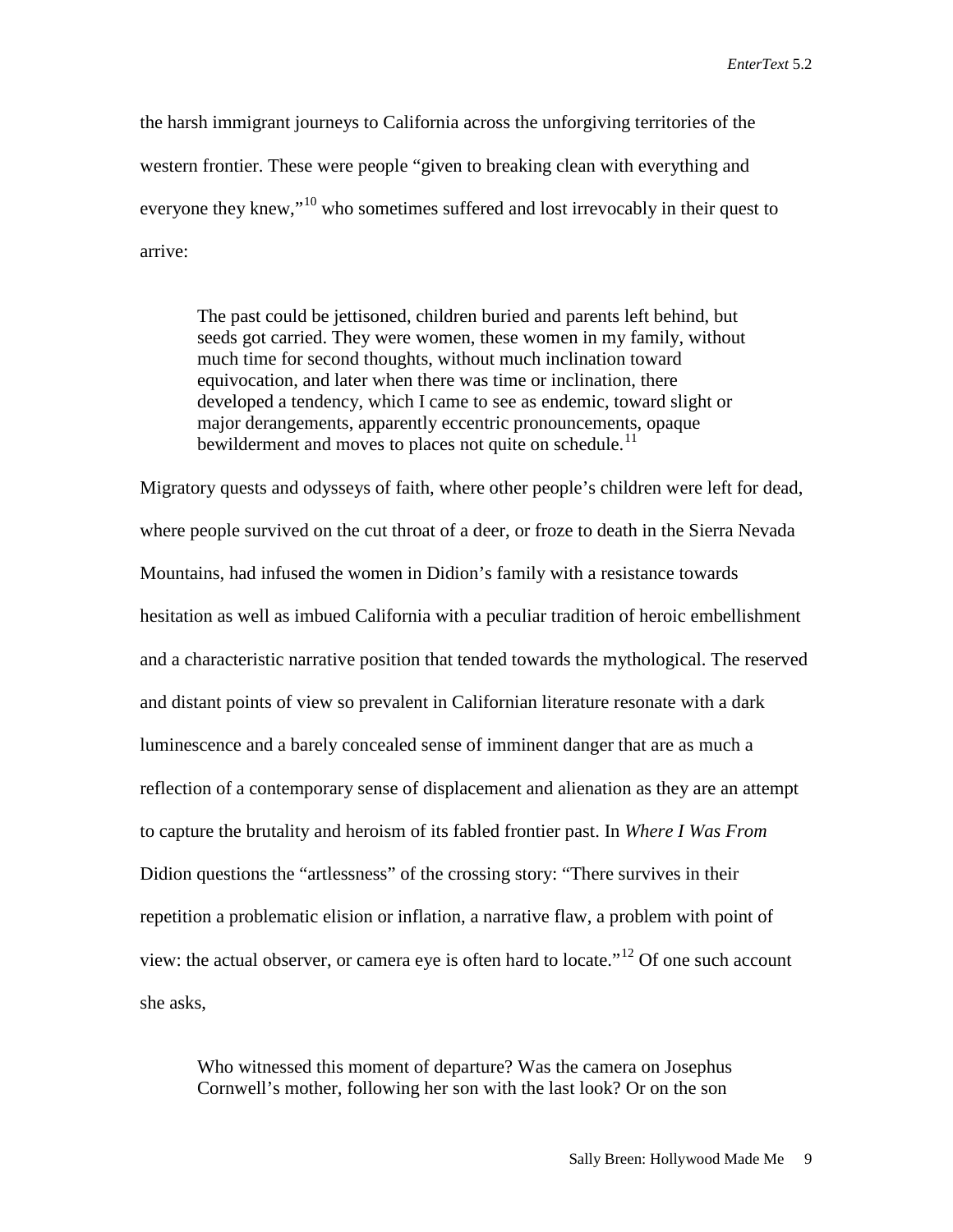the harsh immigrant journeys to California across the unforgiving territories of the western frontier. These were people "given to breaking clean with everything and everyone they knew,"[10] who sometimes suffered and lost irrevocably in their quest to arrive:

> The past could be jettisoned, children buried and parents left behind, but seeds got carried. They were women, these women in my family, without much time for second thoughts, without much inclination toward equivocation, and later when there was time or inclination, there developed a tendency, which I came to see as endemic, toward slight or major derangements, apparently eccentric pronouncements, opaque bewilderment and moves to places not quite on schedule.[11]

Migratory quests and odysseys of faith, where other people's children were left for dead, where people survived on the cut throat of a deer, or froze to death in the Sierra Nevada Mountains, had infused the women in Didion's family with a resistance towards hesitation as well as imbued California with a peculiar tradition of heroic embellishment and a characteristic narrative position that tended towards the mythological. The reserved and distant points of view so prevalent in Californian literature resonate with a dark luminescence and a barely concealed sense of imminent danger that are as much a reflection of a contemporary sense of displacement and alienation as they are an attempt to capture the brutality and heroism of its fabled frontier past. In *Where I Was From* Didion questions the "artlessness" of the crossing story: "There survives in their repetition a problematic elision or inflation, a narrative flaw, a problem with point of view: the actual observer, or camera eye is often hard to locate."[12] Of one such account she asks,

> Who witnessed this moment of departure? Was the camera on Josephus Cornwell's mother, following her son with the last look? Or on the son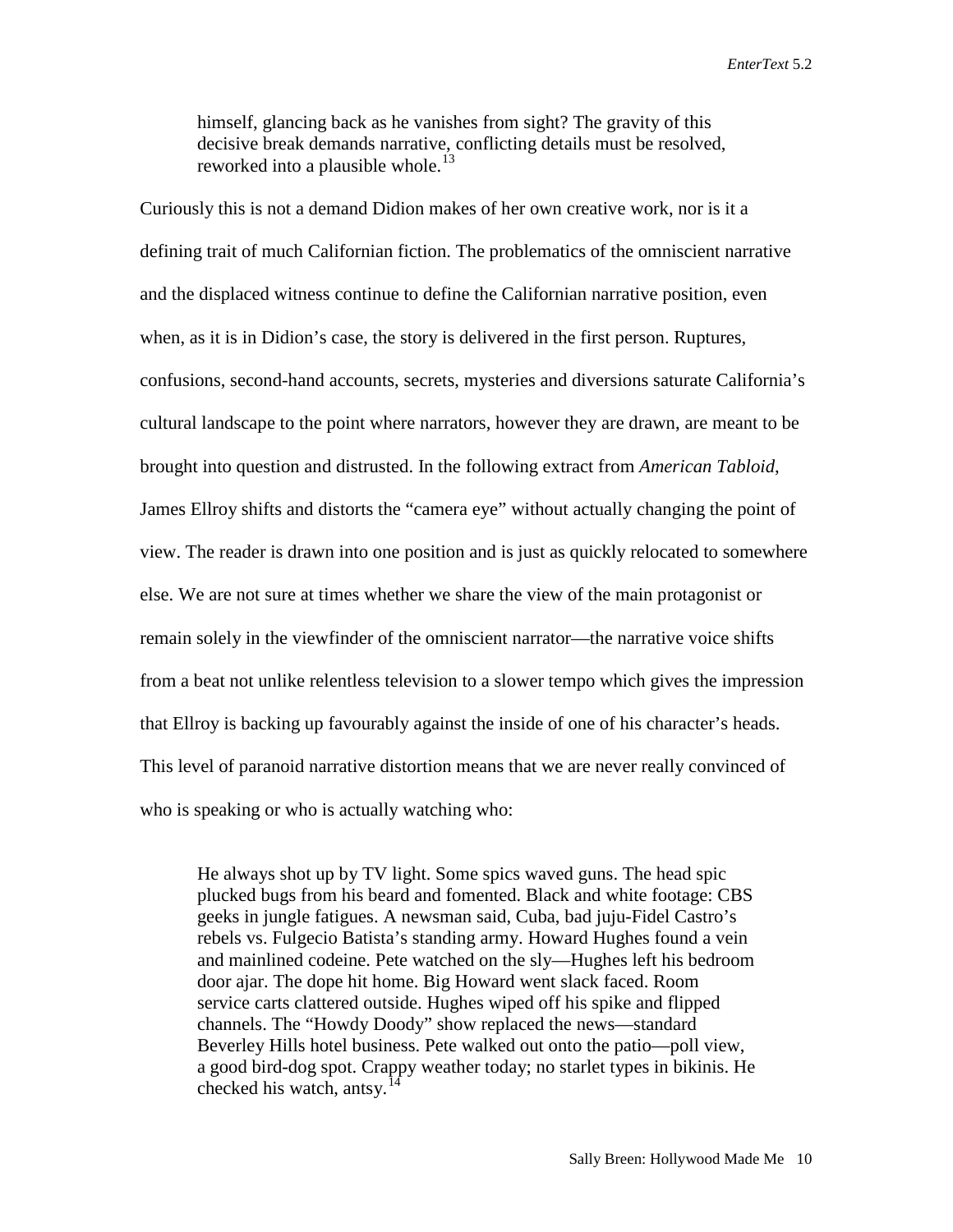himself, glancing back as he vanishes from sight? The gravity of this decisive break demands narrative, conflicting details must be resolved, reworked into a plausible whole.[13]

Curiously this is not a demand Didion makes of her own creative work, nor is it a defining trait of much Californian fiction. The problematics of the omniscient narrative and the displaced witness continue to define the Californian narrative position, even when, as it is in Didion's case, the story is delivered in the first person. Ruptures, confusions, second-hand accounts, secrets, mysteries and diversions saturate California's cultural landscape to the point where narrators, however they are drawn, are meant to be brought into question and distrusted. In the following extract from *American Tabloid*, James Ellroy shifts and distorts the "camera eye" without actually changing the point of view. The reader is drawn into one position and is just as quickly relocated to somewhere else. We are not sure at times whether we share the view of the main protagonist or remain solely in the viewfinder of the omniscient narrator—the narrative voice shifts from a beat not unlike relentless television to a slower tempo which gives the impression that Ellroy is backing up favourably against the inside of one of his character's heads. This level of paranoid narrative distortion means that we are never really convinced of who is speaking or who is actually watching who:

> He always shot up by TV light. Some spics waved guns. The head spic plucked bugs from his beard and fomented. Black and white footage: CBS geeks in jungle fatigues. A newsman said, Cuba, bad juju-Fidel Castro's rebels vs. Fulgecio Batista's standing army. Howard Hughes found a vein and mainlined codeine. Pete watched on the sly—Hughes left his bedroom door ajar. The dope hit home. Big Howard went slack faced. Room service carts clattered outside. Hughes wiped off his spike and flipped channels. The "Howdy Doody" show replaced the news—standard Beverley Hills hotel business. Pete walked out onto the patio—poll view, a good bird-dog spot. Crappy weather today; no starlet types in bikinis. He checked his watch, antsy.[14]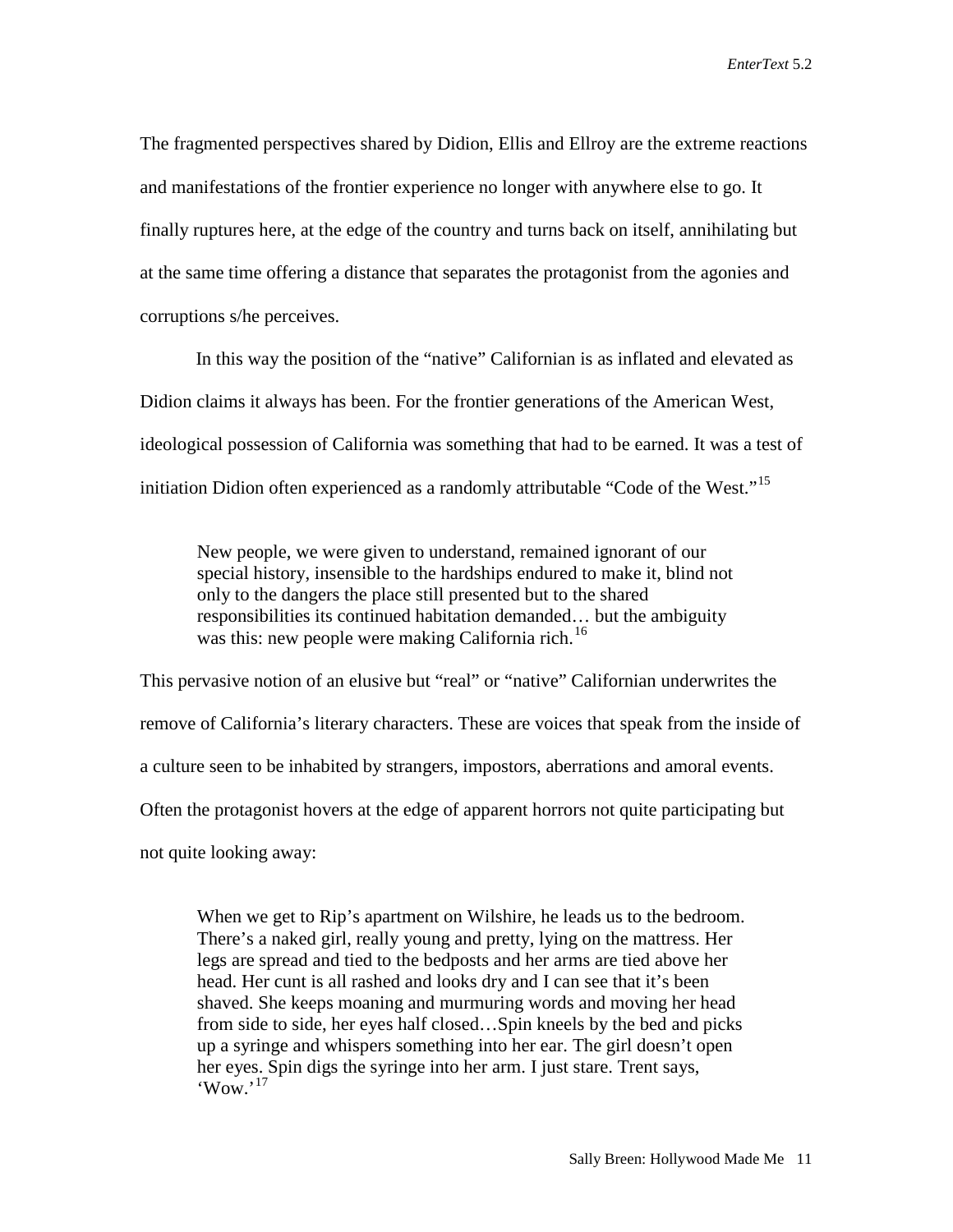The fragmented perspectives shared by Didion, Ellis and Ellroy are the extreme reactions and manifestations of the frontier experience no longer with anywhere else to go. It finally ruptures here, at the edge of the country and turns back on itself, annihilating but at the same time offering a distance that separates the protagonist from the agonies and corruptions s/he perceives.

In this way the position of the "native" Californian is as inflated and elevated as Didion claims it always has been. For the frontier generations of the American West, ideological possession of California was something that had to be earned. It was a test of initiation Didion often experienced as a randomly attributable "Code of the West."[15]

> New people, we were given to understand, remained ignorant of our special history, insensible to the hardships endured to make it, blind not only to the dangers the place still presented but to the shared responsibilities its continued habitation demanded… but the ambiguity was this: new people were making California rich.[16]

This pervasive notion of an elusive but "real" or "native" Californian underwrites the remove of California's literary characters. These are voices that speak from the inside of a culture seen to be inhabited by strangers, impostors, aberrations and amoral events. Often the protagonist hovers at the edge of apparent horrors not quite participating but not quite looking away:

> When we get to Rip's apartment on Wilshire, he leads us to the bedroom. There's a naked girl, really young and pretty, lying on the mattress. Her legs are spread and tied to the bedposts and her arms are tied above her head. Her cunt is all rashed and looks dry and I can see that it's been shaved. She keeps moaning and murmuring words and moving her head from side to side, her eyes half closed…Spin kneels by the bed and picks up a syringe and whispers something into her ear. The girl doesn't open her eyes. Spin digs the syringe into her arm. I just stare. Trent says, 'Wow.'[17]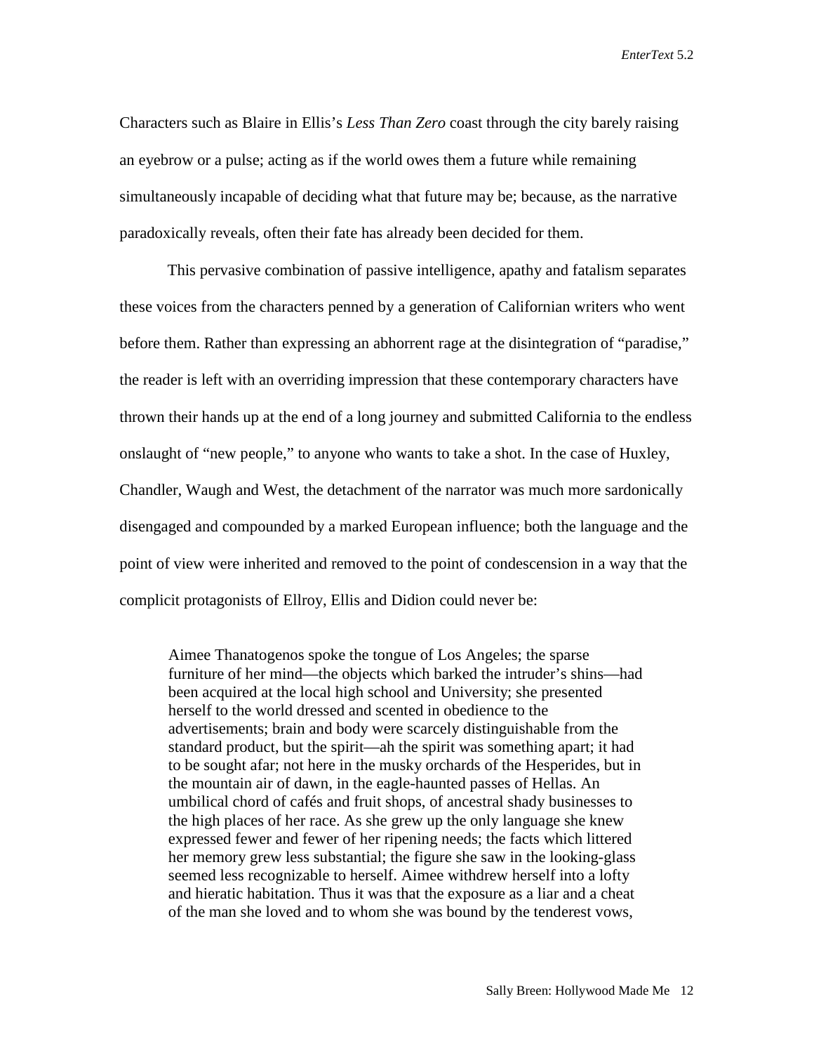Characters such as Blaire in Ellis's *Less Than Zero* coast through the city barely raising an eyebrow or a pulse; acting as if the world owes them a future while remaining simultaneously incapable of deciding what that future may be; because, as the narrative paradoxically reveals, often their fate has already been decided for them.

This pervasive combination of passive intelligence, apathy and fatalism separates these voices from the characters penned by a generation of Californian writers who went before them. Rather than expressing an abhorrent rage at the disintegration of "paradise," the reader is left with an overriding impression that these contemporary characters have thrown their hands up at the end of a long journey and submitted California to the endless onslaught of "new people," to anyone who wants to take a shot. In the case of Huxley, Chandler, Waugh and West, the detachment of the narrator was much more sardonically disengaged and compounded by a marked European influence; both the language and the point of view were inherited and removed to the point of condescension in a way that the complicit protagonists of Ellroy, Ellis and Didion could never be:

> Aimee Thanatogenos spoke the tongue of Los Angeles; the sparse furniture of her mind—the objects which barked the intruder's shins—had been acquired at the local high school and University; she presented herself to the world dressed and scented in obedience to the advertisements; brain and body were scarcely distinguishable from the standard product, but the spirit—ah the spirit was something apart; it had to be sought afar; not here in the musky orchards of the Hesperides, but in the mountain air of dawn, in the eagle-haunted passes of Hellas. An umbilical chord of cafés and fruit shops, of ancestral shady businesses to the high places of her race. As she grew up the only language she knew expressed fewer and fewer of her ripening needs; the facts which littered her memory grew less substantial; the figure she saw in the looking-glass seemed less recognizable to herself. Aimee withdrew herself into a lofty and hieratic habitation. Thus it was that the exposure as a liar and a cheat of the man she loved and to whom she was bound by the tenderest vows,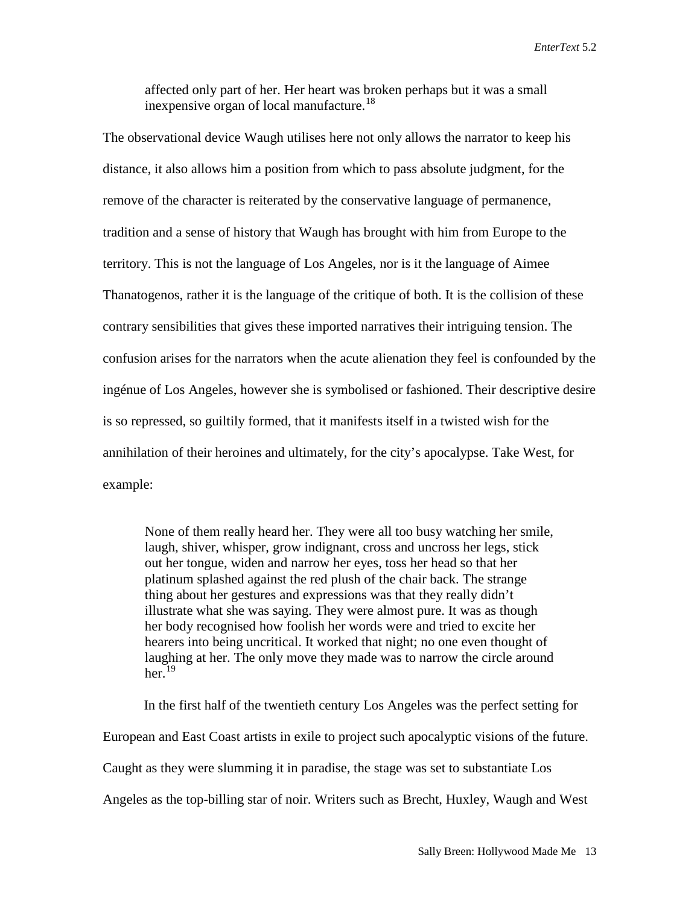> affected only part of her. Her heart was broken perhaps but it was a small inexpensive organ of local manufacture.[18]

The observational device Waugh utilises here not only allows the narrator to keep his distance, it also allows him a position from which to pass absolute judgment, for the remove of the character is reiterated by the conservative language of permanence, tradition and a sense of history that Waugh has brought with him from Europe to the territory. This is not the language of Los Angeles, nor is it the language of Aimee Thanatogenos, rather it is the language of the critique of both. It is the collision of these contrary sensibilities that gives these imported narratives their intriguing tension. The confusion arises for the narrators when the acute alienation they feel is confounded by the ingénue of Los Angeles, however she is symbolised or fashioned. Their descriptive desire is so repressed, so guiltily formed, that it manifests itself in a twisted wish for the annihilation of their heroines and ultimately, for the city's apocalypse. Take West, for example:

> None of them really heard her. They were all too busy watching her smile, laugh, shiver, whisper, grow indignant, cross and uncross her legs, stick out her tongue, widen and narrow her eyes, toss her head so that her platinum splashed against the red plush of the chair back. The strange thing about her gestures and expressions was that they really didn't illustrate what she was saying. They were almost pure. It was as though her body recognised how foolish her words were and tried to excite her hearers into being uncritical. It worked that night; no one even thought of laughing at her. The only move they made was to narrow the circle around her.[19]

In the first half of the twentieth century Los Angeles was the perfect setting for European and East Coast artists in exile to project such apocalyptic visions of the future. Caught as they were slumming it in paradise, the stage was set to substantiate Los Angeles as the top-billing star of noir. Writers such as Brecht, Huxley, Waugh and West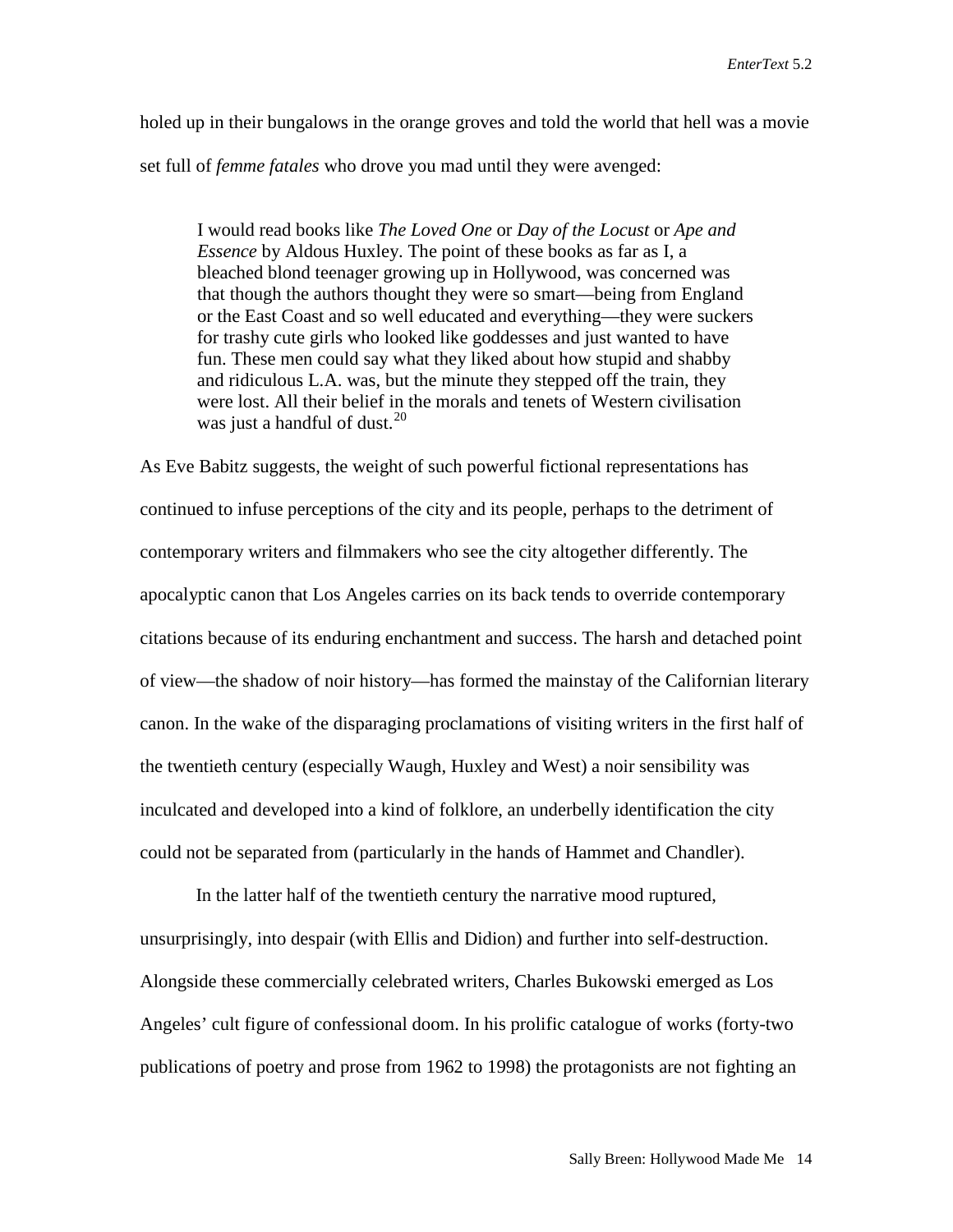holed up in their bungalows in the orange groves and told the world that hell was a movie set full of *femme fatales* who drove you mad until they were avenged:

> I would read books like *The Loved One* or *Day of the Locust* or *Ape and Essence* by Aldous Huxley. The point of these books as far as I, a bleached blond teenager growing up in Hollywood, was concerned was that though the authors thought they were so smart—being from England or the East Coast and so well educated and everything—they were suckers for trashy cute girls who looked like goddesses and just wanted to have fun. These men could say what they liked about how stupid and shabby and ridiculous L.A. was, but the minute they stepped off the train, they were lost. All their belief in the morals and tenets of Western civilisation was just a handful of dust.[20]

As Eve Babitz suggests, the weight of such powerful fictional representations has continued to infuse perceptions of the city and its people, perhaps to the detriment of contemporary writers and filmmakers who see the city altogether differently. The apocalyptic canon that Los Angeles carries on its back tends to override contemporary citations because of its enduring enchantment and success. The harsh and detached point of view—the shadow of noir history—has formed the mainstay of the Californian literary canon. In the wake of the disparaging proclamations of visiting writers in the first half of the twentieth century (especially Waugh, Huxley and West) a noir sensibility was inculcated and developed into a kind of folklore, an underbelly identification the city could not be separated from (particularly in the hands of Hammet and Chandler).

In the latter half of the twentieth century the narrative mood ruptured, unsurprisingly, into despair (with Ellis and Didion) and further into self-destruction. Alongside these commercially celebrated writers, Charles Bukowski emerged as Los Angeles' cult figure of confessional doom. In his prolific catalogue of works (forty-two publications of poetry and prose from 1962 to 1998) the protagonists are not fighting an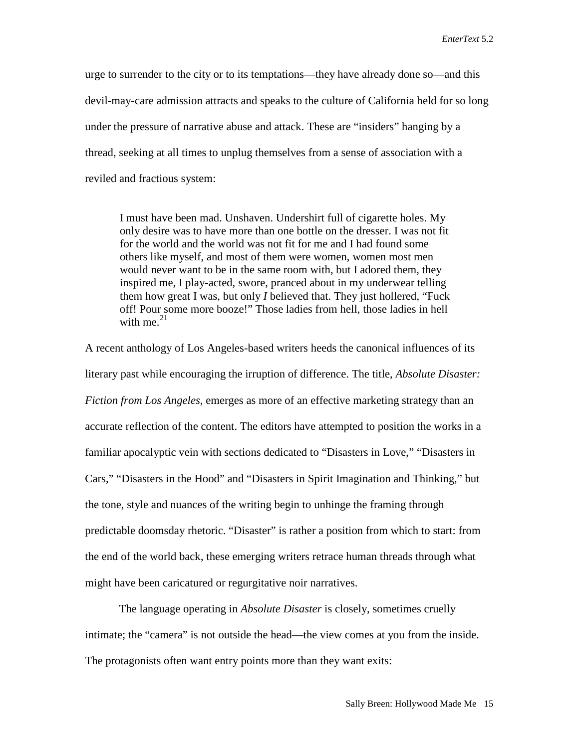urge to surrender to the city or to its temptations—they have already done so—and this devil-may-care admission attracts and speaks to the culture of California held for so long under the pressure of narrative abuse and attack. These are "insiders" hanging by a thread, seeking at all times to unplug themselves from a sense of association with a reviled and fractious system:

> I must have been mad. Unshaven. Undershirt full of cigarette holes. My only desire was to have more than one bottle on the dresser. I was not fit for the world and the world was not fit for me and I had found some others like myself, and most of them were women, women most men would never want to be in the same room with, but I adored them, they inspired me, I play-acted, swore, pranced about in my underwear telling them how great I was, but only *I* believed that. They just hollered, "Fuck off! Pour some more booze!" Those ladies from hell, those ladies in hell with me.[21]

A recent anthology of Los Angeles-based writers heeds the canonical influences of its literary past while encouraging the irruption of difference. The title, *Absolute Disaster: Fiction from Los Angeles*, emerges as more of an effective marketing strategy than an accurate reflection of the content. The editors have attempted to position the works in a familiar apocalyptic vein with sections dedicated to "Disasters in Love," "Disasters in Cars," "Disasters in the Hood" and "Disasters in Spirit Imagination and Thinking," but the tone, style and nuances of the writing begin to unhinge the framing through predictable doomsday rhetoric. "Disaster" is rather a position from which to start: from the end of the world back, these emerging writers retrace human threads through what might have been caricatured or regurgitative noir narratives.

The language operating in *Absolute Disaster* is closely, sometimes cruelly intimate; the "camera" is not outside the head—the view comes at you from the inside. The protagonists often want entry points more than they want exits: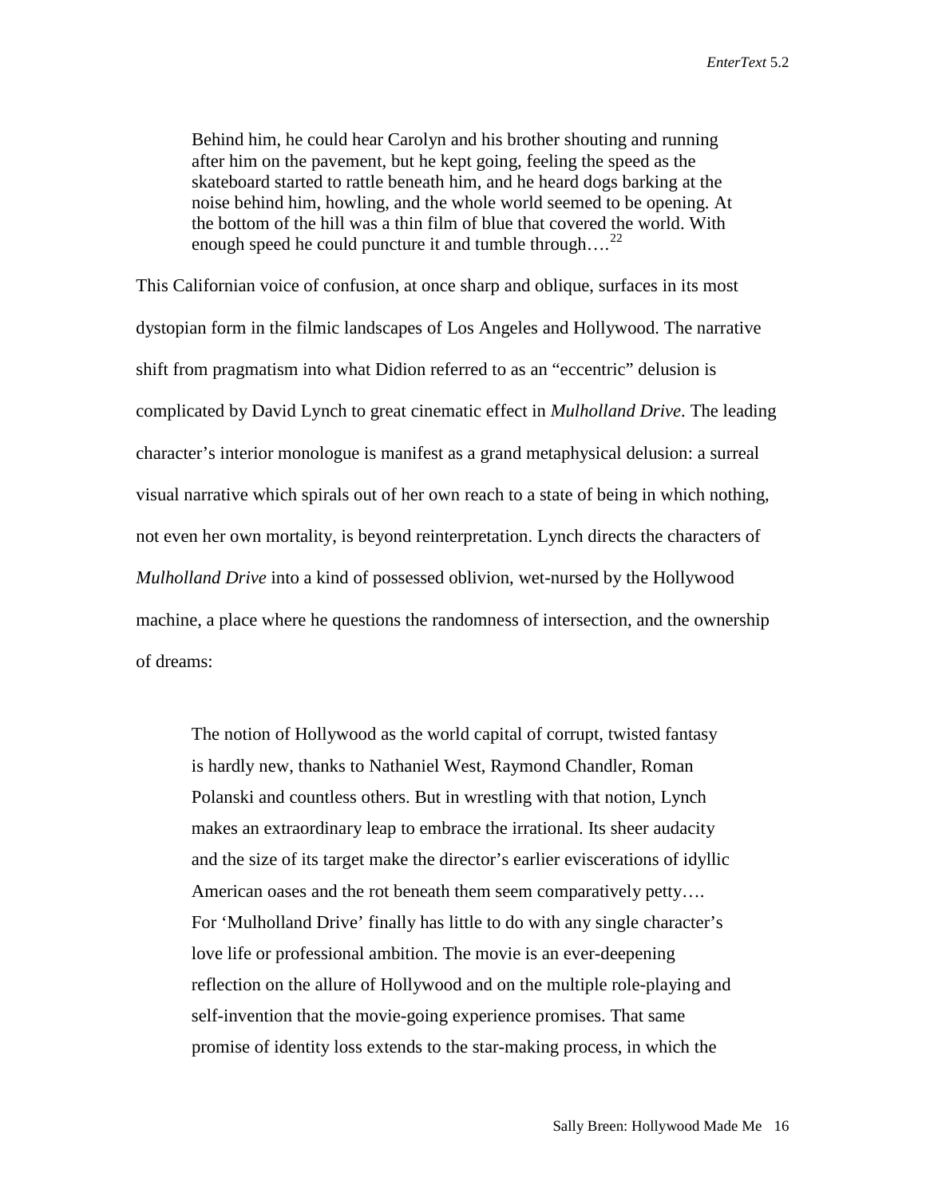> Behind him, he could hear Carolyn and his brother shouting and running after him on the pavement, but he kept going, feeling the speed as the skateboard started to rattle beneath him, and he heard dogs barking at the noise behind him, howling, and the whole world seemed to be opening. At the bottom of the hill was a thin film of blue that covered the world. With enough speed he could puncture it and tumble through….[22]

This Californian voice of confusion, at once sharp and oblique, surfaces in its most dystopian form in the filmic landscapes of Los Angeles and Hollywood. The narrative shift from pragmatism into what Didion referred to as an "eccentric" delusion is complicated by David Lynch to great cinematic effect in *Mulholland Drive*. The leading character's interior monologue is manifest as a grand metaphysical delusion: a surreal visual narrative which spirals out of her own reach to a state of being in which nothing, not even her own mortality, is beyond reinterpretation. Lynch directs the characters of *Mulholland Drive* into a kind of possessed oblivion, wet-nursed by the Hollywood machine, a place where he questions the randomness of intersection, and the ownership of dreams:

> The notion of Hollywood as the world capital of corrupt, twisted fantasy is hardly new, thanks to Nathaniel West, Raymond Chandler, Roman Polanski and countless others. But in wrestling with that notion, Lynch makes an extraordinary leap to embrace the irrational. Its sheer audacity and the size of its target make the director's earlier eviscerations of idyllic American oases and the rot beneath them seem comparatively petty…. For 'Mulholland Drive' finally has little to do with any single character's love life or professional ambition. The movie is an ever-deepening reflection on the allure of Hollywood and on the multiple role-playing and self-invention that the movie-going experience promises. That same promise of identity loss extends to the star-making process, in which the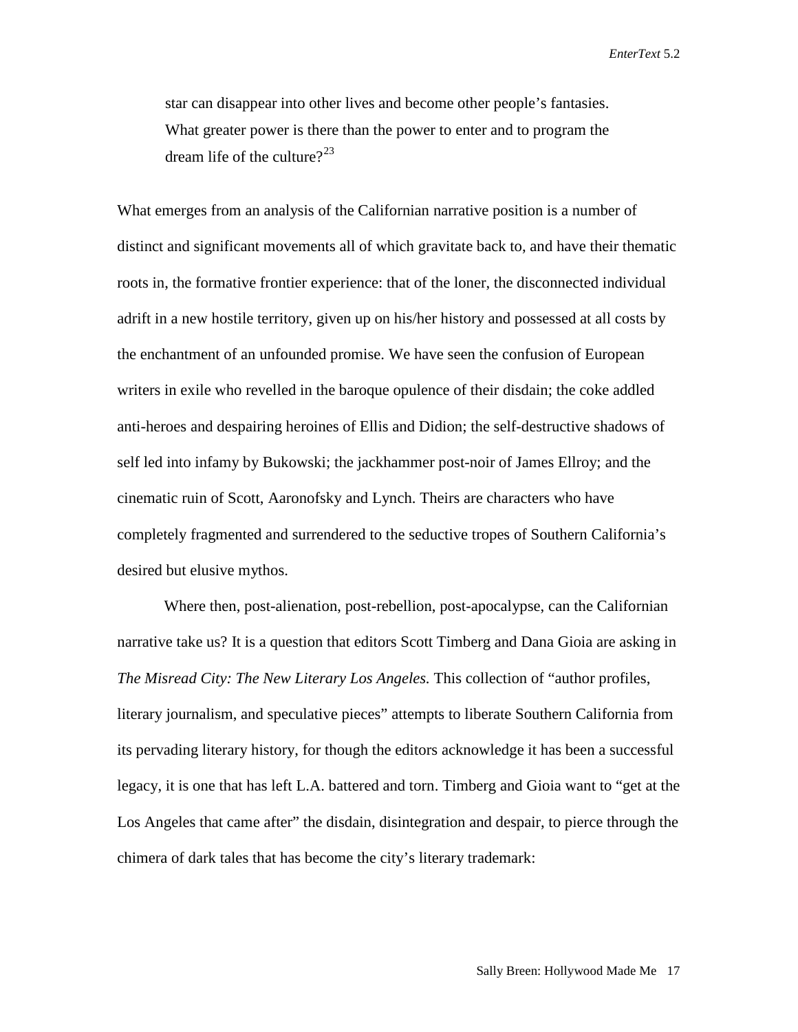> star can disappear into other lives and become other people's fantasies. What greater power is there than the power to enter and to program the dream life of the culture?[23]

What emerges from an analysis of the Californian narrative position is a number of distinct and significant movements all of which gravitate back to, and have their thematic roots in, the formative frontier experience: that of the loner, the disconnected individual adrift in a new hostile territory, given up on his/her history and possessed at all costs by the enchantment of an unfounded promise. We have seen the confusion of European writers in exile who revelled in the baroque opulence of their disdain; the coke addled anti-heroes and despairing heroines of Ellis and Didion; the self-destructive shadows of self led into infamy by Bukowski; the jackhammer post-noir of James Ellroy; and the cinematic ruin of Scott, Aaronofsky and Lynch. Theirs are characters who have completely fragmented and surrendered to the seductive tropes of Southern California's desired but elusive mythos.

Where then, post-alienation, post-rebellion, post-apocalypse, can the Californian narrative take us? It is a question that editors Scott Timberg and Dana Gioia are asking in *The Misread City: The New Literary Los Angeles.* This collection of "author profiles, literary journalism, and speculative pieces" attempts to liberate Southern California from its pervading literary history, for though the editors acknowledge it has been a successful legacy, it is one that has left L.A. battered and torn. Timberg and Gioia want to "get at the Los Angeles that came after" the disdain, disintegration and despair, to pierce through the chimera of dark tales that has become the city's literary trademark: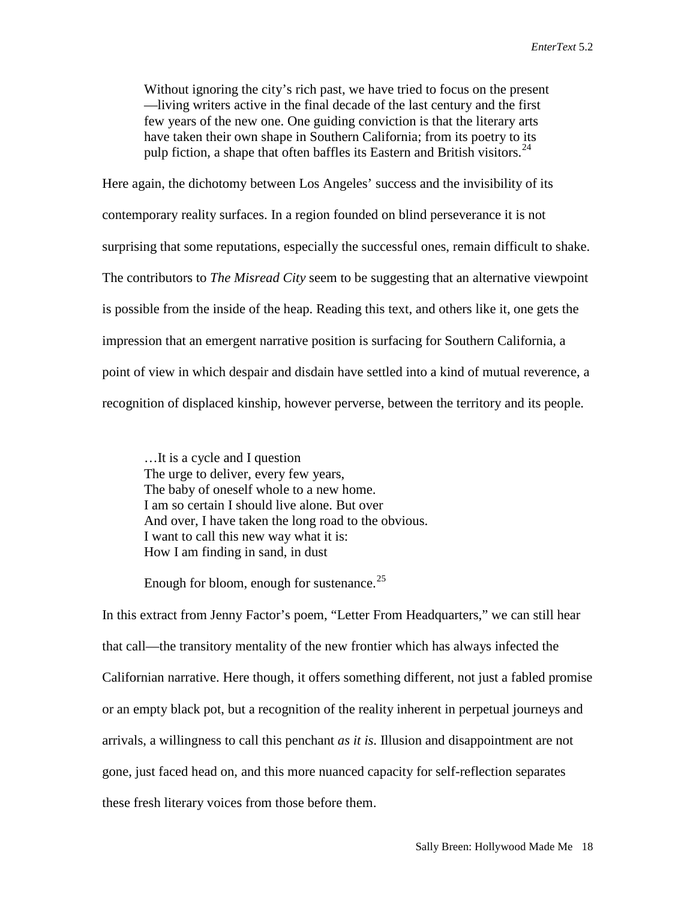> Without ignoring the city's rich past, we have tried to focus on the present —living writers active in the final decade of the last century and the first few years of the new one. One guiding conviction is that the literary arts have taken their own shape in Southern California; from its poetry to its pulp fiction, a shape that often baffles its Eastern and British visitors.[24]

Here again, the dichotomy between Los Angeles' success and the invisibility of its contemporary reality surfaces. In a region founded on blind perseverance it is not surprising that some reputations, especially the successful ones, remain difficult to shake. The contributors to *The Misread City* seem to be suggesting that an alternative viewpoint is possible from the inside of the heap. Reading this text, and others like it, one gets the impression that an emergent narrative position is surfacing for Southern California, a point of view in which despair and disdain have settled into a kind of mutual reverence, a recognition of displaced kinship, however perverse, between the territory and its people.

> …It is a cycle and I question
> The urge to deliver, every few years,
> The baby of oneself whole to a new home.
> I am so certain I should live alone. But over
> And over, I have taken the long road to the obvious.
> I want to call this new way what it is:
> How I am finding in sand, in dust
>
> Enough for bloom, enough for sustenance.[25]

In this extract from Jenny Factor's poem, "Letter From Headquarters," we can still hear that call—the transitory mentality of the new frontier which has always infected the Californian narrative. Here though, it offers something different, not just a fabled promise or an empty black pot, but a recognition of the reality inherent in perpetual journeys and arrivals, a willingness to call this penchant *as it is*. Illusion and disappointment are not gone, just faced head on, and this more nuanced capacity for self-reflection separates these fresh literary voices from those before them.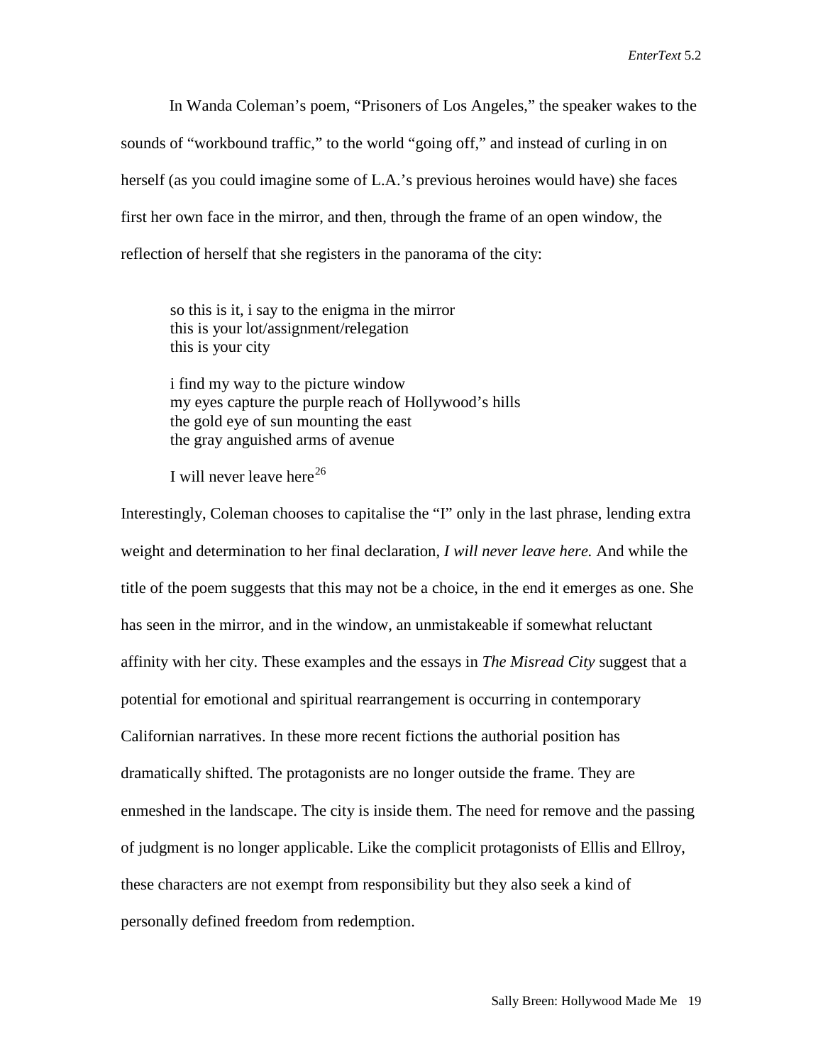In Wanda Coleman's poem, "Prisoners of Los Angeles," the speaker wakes to the sounds of "workbound traffic," to the world "going off," and instead of curling in on herself (as you could imagine some of L.A.'s previous heroines would have) she faces first her own face in the mirror, and then, through the frame of an open window, the reflection of herself that she registers in the panorama of the city:

> so this is it, i say to the enigma in the mirror
> this is your lot/assignment/relegation
> this is your city
>
> i find my way to the picture window
> my eyes capture the purple reach of Hollywood's hills
> the gold eye of sun mounting the east
> the gray anguished arms of avenue
>
> I will never leave here[26]

Interestingly, Coleman chooses to capitalise the "I" only in the last phrase, lending extra weight and determination to her final declaration, *I will never leave here.* And while the title of the poem suggests that this may not be a choice, in the end it emerges as one. She has seen in the mirror, and in the window, an unmistakeable if somewhat reluctant affinity with her city. These examples and the essays in *The Misread City* suggest that a potential for emotional and spiritual rearrangement is occurring in contemporary Californian narratives. In these more recent fictions the authorial position has dramatically shifted. The protagonists are no longer outside the frame. They are enmeshed in the landscape. The city is inside them. The need for remove and the passing of judgment is no longer applicable. Like the complicit protagonists of Ellis and Ellroy, these characters are not exempt from responsibility but they also seek a kind of personally defined freedom from redemption.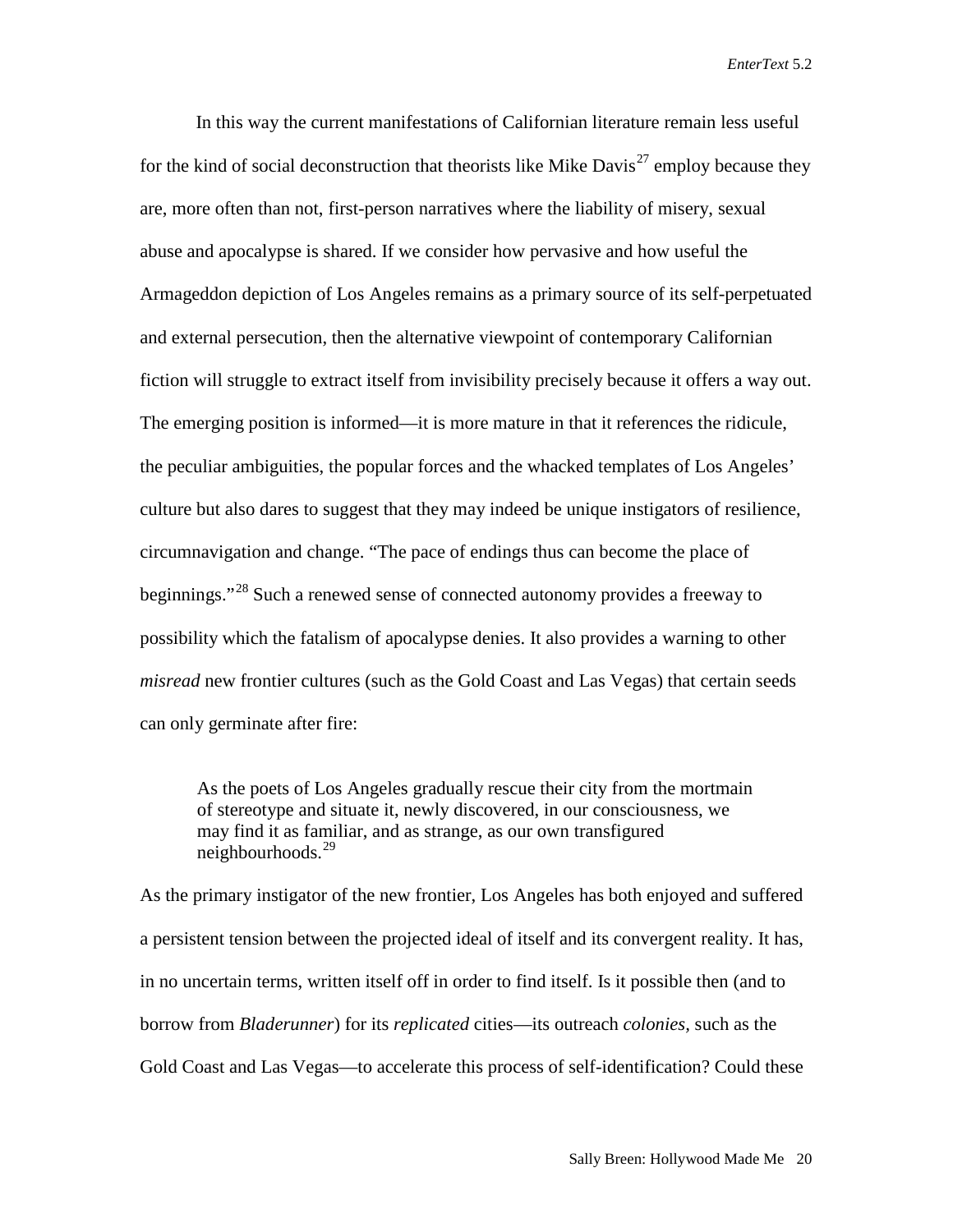In this way the current manifestations of Californian literature remain less useful for the kind of social deconstruction that theorists like Mike Davis[27] employ because they are, more often than not, first-person narratives where the liability of misery, sexual abuse and apocalypse is shared. If we consider how pervasive and how useful the Armageddon depiction of Los Angeles remains as a primary source of its self-perpetuated and external persecution, then the alternative viewpoint of contemporary Californian fiction will struggle to extract itself from invisibility precisely because it offers a way out. The emerging position is informed—it is more mature in that it references the ridicule, the peculiar ambiguities, the popular forces and the whacked templates of Los Angeles' culture but also dares to suggest that they may indeed be unique instigators of resilience, circumnavigation and change. "The pace of endings thus can become the place of beginnings."[28] Such a renewed sense of connected autonomy provides a freeway to possibility which the fatalism of apocalypse denies. It also provides a warning to other *misread* new frontier cultures (such as the Gold Coast and Las Vegas) that certain seeds can only germinate after fire:

> As the poets of Los Angeles gradually rescue their city from the mortmain of stereotype and situate it, newly discovered, in our consciousness, we may find it as familiar, and as strange, as our own transfigured neighbourhoods.[29]

As the primary instigator of the new frontier, Los Angeles has both enjoyed and suffered a persistent tension between the projected ideal of itself and its convergent reality. It has, in no uncertain terms, written itself off in order to find itself. Is it possible then (and to borrow from *Bladerunner*) for its *replicated* cities—its outreach *colonies,* such as the Gold Coast and Las Vegas—to accelerate this process of self-identification? Could these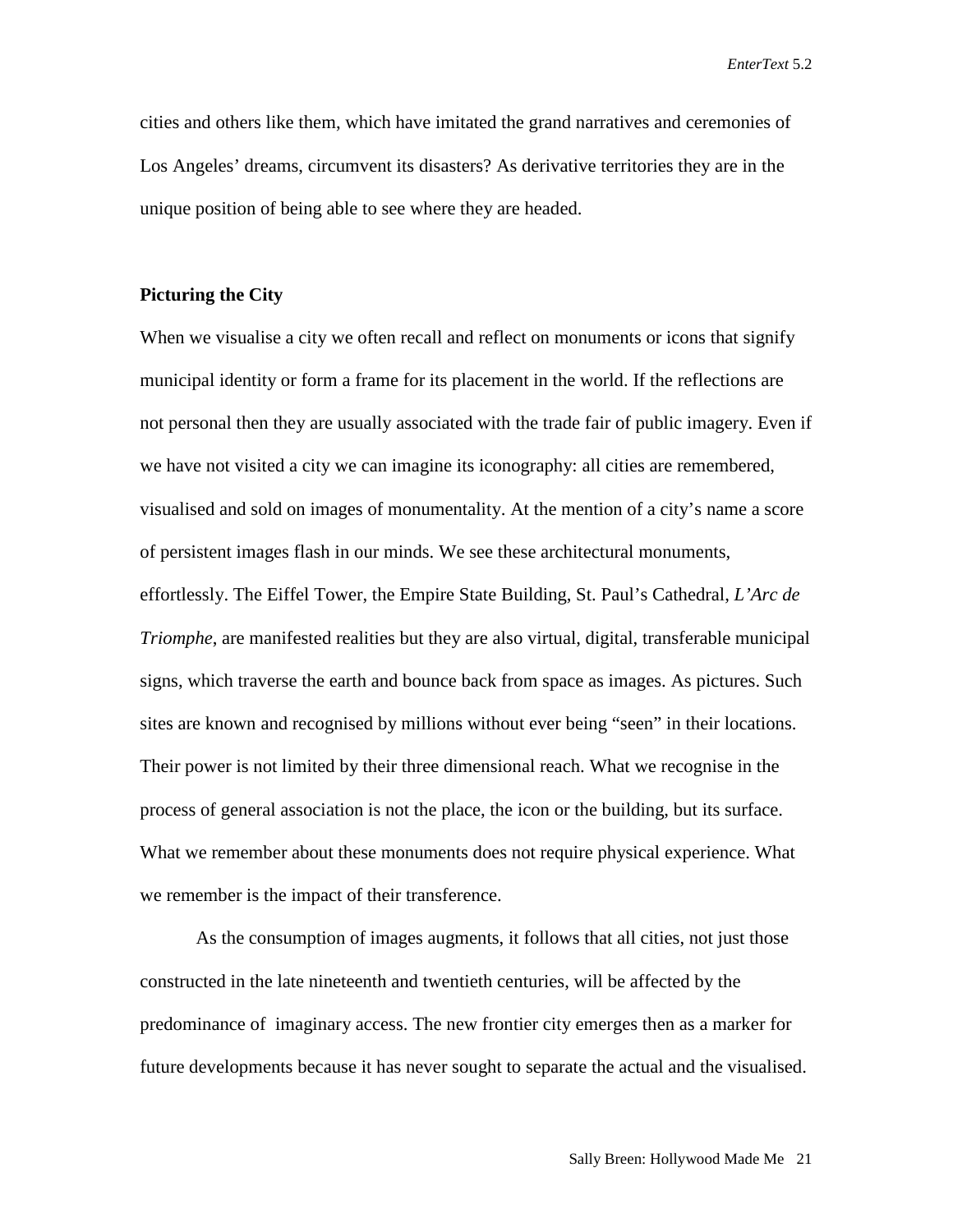cities and others like them, which have imitated the grand narratives and ceremonies of Los Angeles' dreams, circumvent its disasters? As derivative territories they are in the unique position of being able to see where they are headed.

## Picturing the City

When we visualise a city we often recall and reflect on monuments or icons that signify municipal identity or form a frame for its placement in the world. If the reflections are not personal then they are usually associated with the trade fair of public imagery. Even if we have not visited a city we can imagine its iconography: all cities are remembered, visualised and sold on images of monumentality. At the mention of a city's name a score of persistent images flash in our minds. We see these architectural monuments, effortlessly. The Eiffel Tower, the Empire State Building, St. Paul's Cathedral, *L'Arc de Triomphe*, are manifested realities but they are also virtual, digital, transferable municipal signs, which traverse the earth and bounce back from space as images. As pictures. Such sites are known and recognised by millions without ever being "seen" in their locations. Their power is not limited by their three dimensional reach. What we recognise in the process of general association is not the place, the icon or the building, but its surface. What we remember about these monuments does not require physical experience. What we remember is the impact of their transference.

As the consumption of images augments, it follows that all cities, not just those constructed in the late nineteenth and twentieth centuries, will be affected by the predominance of imaginary access. The new frontier city emerges then as a marker for future developments because it has never sought to separate the actual and the visualised.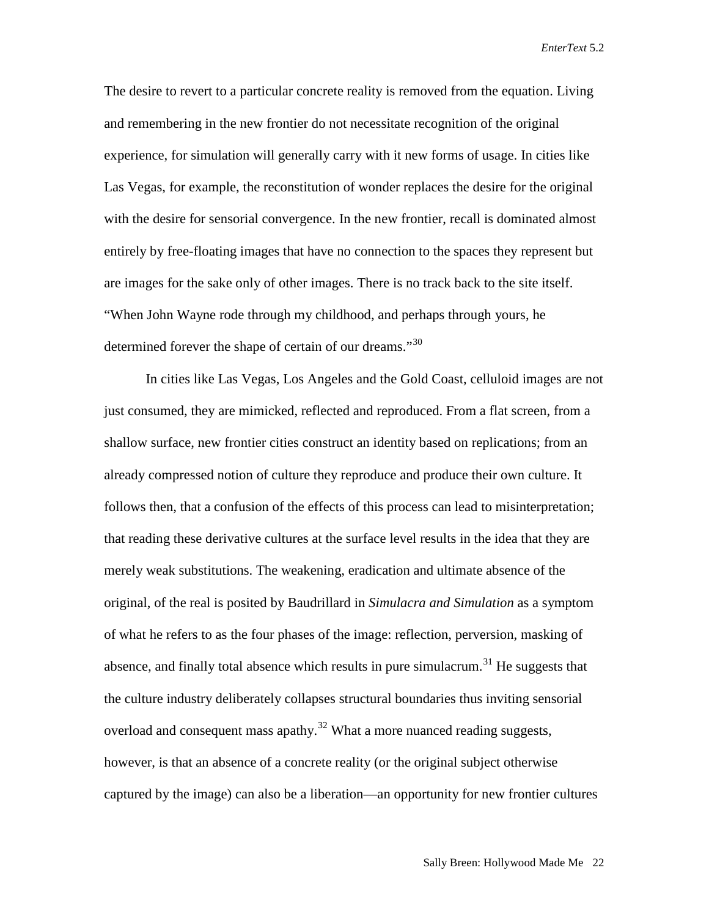The desire to revert to a particular concrete reality is removed from the equation. Living and remembering in the new frontier do not necessitate recognition of the original experience, for simulation will generally carry with it new forms of usage. In cities like Las Vegas, for example, the reconstitution of wonder replaces the desire for the original with the desire for sensorial convergence. In the new frontier, recall is dominated almost entirely by free-floating images that have no connection to the spaces they represent but are images for the sake only of other images. There is no track back to the site itself. "When John Wayne rode through my childhood, and perhaps through yours, he determined forever the shape of certain of our dreams."[30]

In cities like Las Vegas, Los Angeles and the Gold Coast, celluloid images are not just consumed, they are mimicked, reflected and reproduced. From a flat screen, from a shallow surface, new frontier cities construct an identity based on replications; from an already compressed notion of culture they reproduce and produce their own culture. It follows then, that a confusion of the effects of this process can lead to misinterpretation; that reading these derivative cultures at the surface level results in the idea that they are merely weak substitutions. The weakening, eradication and ultimate absence of the original, of the real is posited by Baudrillard in *Simulacra and Simulation* as a symptom of what he refers to as the four phases of the image: reflection, perversion, masking of absence, and finally total absence which results in pure simulacrum.[31] He suggests that the culture industry deliberately collapses structural boundaries thus inviting sensorial overload and consequent mass apathy.[32] What a more nuanced reading suggests, however, is that an absence of a concrete reality (or the original subject otherwise captured by the image) can also be a liberation—an opportunity for new frontier cultures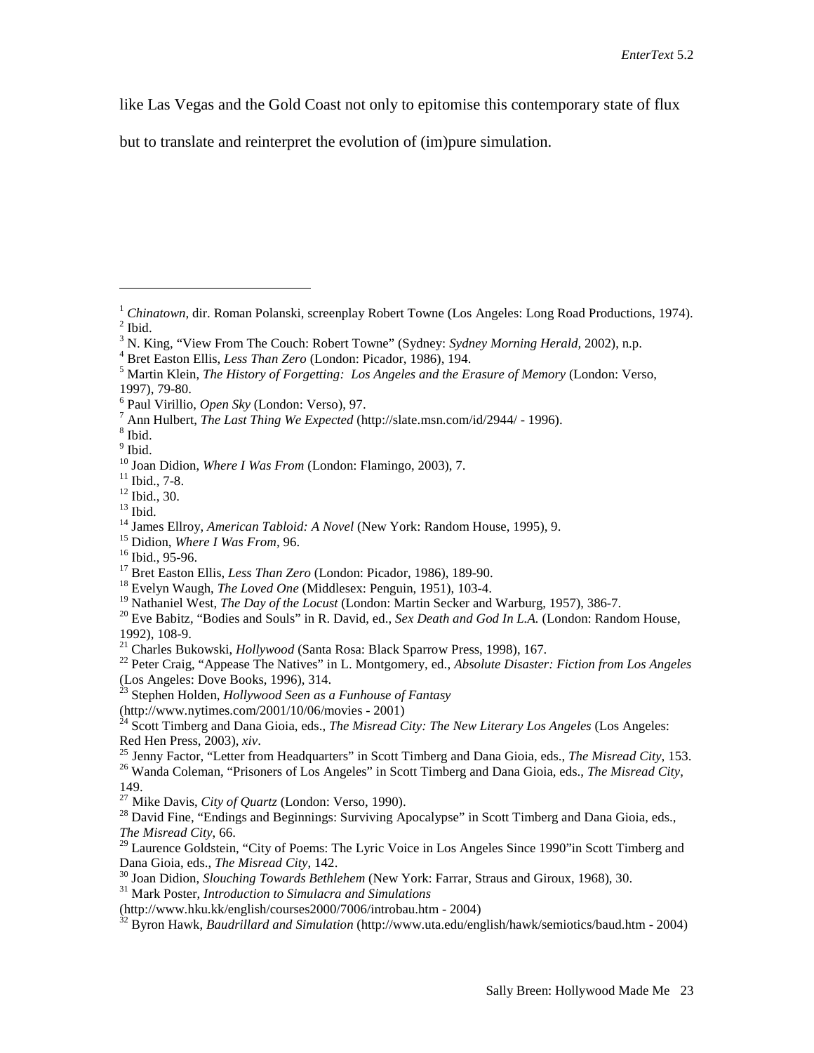like Las Vegas and the Gold Coast not only to epitomise this contemporary state of flux but to translate and reinterpret the evolution of (im)pure simulation.

---

[1] *Chinatown*, dir. Roman Polanski, screenplay Robert Towne (Los Angeles: Long Road Productions, 1974).
[2] Ibid.
[3] N. King, "View From The Couch: Robert Towne" (Sydney: *Sydney Morning Herald*, 2002), n.p.
[4] Bret Easton Ellis, *Less Than Zero* (London: Picador, 1986), 194.
[5] Martin Klein, *The History of Forgetting: Los Angeles and the Erasure of Memory* (London: Verso, 1997), 79-80.
[6] Paul Virillio, *Open Sky* (London: Verso), 97.
[7] Ann Hulbert, *The Last Thing We Expected* (http://slate.msn.com/id/2944/ - 1996).
[8] Ibid.
[9] Ibid.
[10] Joan Didion, *Where I Was From* (London: Flamingo, 2003), 7.
[11] Ibid., 7-8.
[12] Ibid., 30.
[13] Ibid.
[14] James Ellroy, *American Tabloid: A Novel* (New York: Random House, 1995), 9.
[15] Didion, *Where I Was From*, 96.
[16] Ibid., 95-96.
[17] Bret Easton Ellis, *Less Than Zero* (London: Picador, 1986), 189-90.
[18] Evelyn Waugh, *The Loved One* (Middlesex: Penguin, 1951), 103-4.
[19] Nathaniel West, *The Day of the Locust* (London: Martin Secker and Warburg, 1957), 386-7.
[20] Eve Babitz, "Bodies and Souls" in R. David, ed., *Sex Death and God In L.A.* (London: Random House, 1992), 108-9.
[21] Charles Bukowski, *Hollywood* (Santa Rosa: Black Sparrow Press, 1998), 167.
[22] Peter Craig, "Appease The Natives" in L. Montgomery, ed., *Absolute Disaster: Fiction from Los Angeles* (Los Angeles: Dove Books, 1996), 314.
[23] Stephen Holden, *Hollywood Seen as a Funhouse of Fantasy* (http://www.nytimes.com/2001/10/06/movies - 2001)
[24] Scott Timberg and Dana Gioia, eds., *The Misread City: The New Literary Los Angeles* (Los Angeles: Red Hen Press, 2003), *xiv*.
[25] Jenny Factor, "Letter from Headquarters" in Scott Timberg and Dana Gioia, eds., *The Misread City*, 153.
[26] Wanda Coleman, "Prisoners of Los Angeles" in Scott Timberg and Dana Gioia, eds., *The Misread City*, 149.
[27] Mike Davis, *City of Quartz* (London: Verso, 1990).
[28] David Fine, "Endings and Beginnings: Surviving Apocalypse" in Scott Timberg and Dana Gioia, eds., *The Misread City*, 66.
[29] Laurence Goldstein, "City of Poems: The Lyric Voice in Los Angeles Since 1990"in Scott Timberg and Dana Gioia, eds., *The Misread City*, 142.
[30] Joan Didion, *Slouching Towards Bethlehem* (New York: Farrar, Straus and Giroux, 1968), 30.
[31] Mark Poster, *Introduction to Simulacra and Simulations* (http://www.hku.hk/english/courses2000/7006/introbau.htm - 2004)
[32] Byron Hawk, *Baudrillard and Simulation* (http://www.uta.edu/english/hawk/semiotics/baud.htm - 2004)